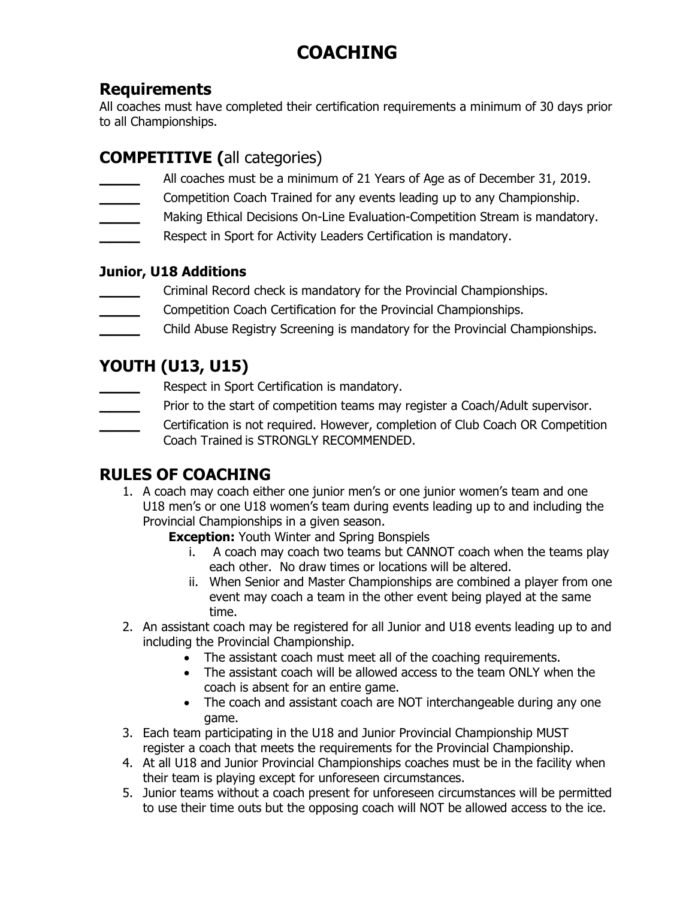# COACHING

## Requirements

All coaches must have completed their certification requirements a minimum of 30 days prior to all Championships.

## COMPETITIVE (all categories)

_____ All coaches must be a minimum of 21 Years of Age as of December 31, 2019.
_____ Competition Coach Trained for any events leading up to any Championship.
_____ Making Ethical Decisions On-Line Evaluation-Competition Stream is mandatory.
_____ Respect in Sport for Activity Leaders Certification is mandatory.

### Junior, U18 Additions

_____ Criminal Record check is mandatory for the Provincial Championships.
_____ Competition Coach Certification for the Provincial Championships.
_____ Child Abuse Registry Screening is mandatory for the Provincial Championships.

## YOUTH (U13, U15)

_____ Respect in Sport Certification is mandatory.
_____ Prior to the start of competition teams may register a Coach/Adult supervisor.
_____ Certification is not required. However, completion of Club Coach OR Competition Coach Trained is STRONGLY RECOMMENDED.

## RULES OF COACHING

1. A coach may coach either one junior men's or one junior women's team and one U18 men's or one U18 women's team during events leading up to and including the Provincial Championships in a given season.

   **Exception:** Youth Winter and Spring Bonspiels

   i. A coach may coach two teams but CANNOT coach when the teams play each other. No draw times or locations will be altered.
   ii. When Senior and Master Championships are combined a player from one event may coach a team in the other event being played at the same time.

2. An assistant coach may be registered for all Junior and U18 events leading up to and including the Provincial Championship.
   - The assistant coach must meet all of the coaching requirements.
   - The assistant coach will be allowed access to the team ONLY when the coach is absent for an entire game.
   - The coach and assistant coach are NOT interchangeable during any one game.
3. Each team participating in the U18 and Junior Provincial Championship MUST register a coach that meets the requirements for the Provincial Championship.
4. At all U18 and Junior Provincial Championships coaches must be in the facility when their team is playing except for unforeseen circumstances.
5. Junior teams without a coach present for unforeseen circumstances will be permitted to use their time outs but the opposing coach will NOT be allowed access to the ice.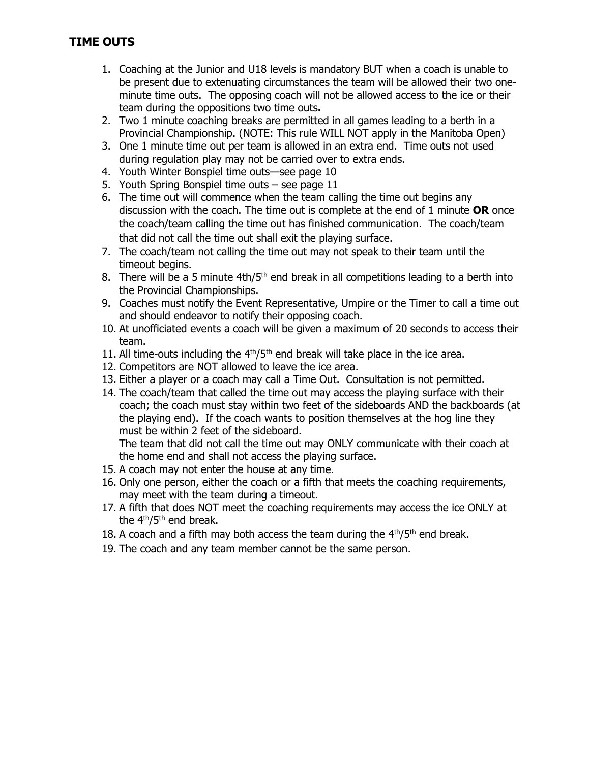## TIME OUTS

1. Coaching at the Junior and U18 levels is mandatory BUT when a coach is unable to be present due to extenuating circumstances the team will be allowed their two one-minute time outs. The opposing coach will not be allowed access to the ice or their team during the oppositions two time outs**.**
2. Two 1 minute coaching breaks are permitted in all games leading to a berth in a Provincial Championship. (NOTE: This rule WILL NOT apply in the Manitoba Open)
3. One 1 minute time out per team is allowed in an extra end. Time outs not used during regulation play may not be carried over to extra ends.
4. Youth Winter Bonspiel time outs—see page 10
5. Youth Spring Bonspiel time outs – see page 11
6. The time out will commence when the team calling the time out begins any discussion with the coach. The time out is complete at the end of 1 minute **OR** once the coach/team calling the time out has finished communication. The coach/team that did not call the time out shall exit the playing surface.
7. The coach/team not calling the time out may not speak to their team until the timeout begins.
8. There will be a 5 minute 4th/5th end break in all competitions leading to a berth into the Provincial Championships.
9. Coaches must notify the Event Representative, Umpire or the Timer to call a time out and should endeavor to notify their opposing coach.
10. At unofficiated events a coach will be given a maximum of 20 seconds to access their team.
11. All time-outs including the 4th/5th end break will take place in the ice area.
12. Competitors are NOT allowed to leave the ice area.
13. Either a player or a coach may call a Time Out. Consultation is not permitted.
14. The coach/team that called the time out may access the playing surface with their coach; the coach must stay within two feet of the sideboards AND the backboards (at the playing end). If the coach wants to position themselves at the hog line they must be within 2 feet of the sideboard.
    The team that did not call the time out may ONLY communicate with their coach at the home end and shall not access the playing surface.
15. A coach may not enter the house at any time.
16. Only one person, either the coach or a fifth that meets the coaching requirements, may meet with the team during a timeout.
17. A fifth that does NOT meet the coaching requirements may access the ice ONLY at the 4th/5th end break.
18. A coach and a fifth may both access the team during the 4th/5th end break.
19. The coach and any team member cannot be the same person.